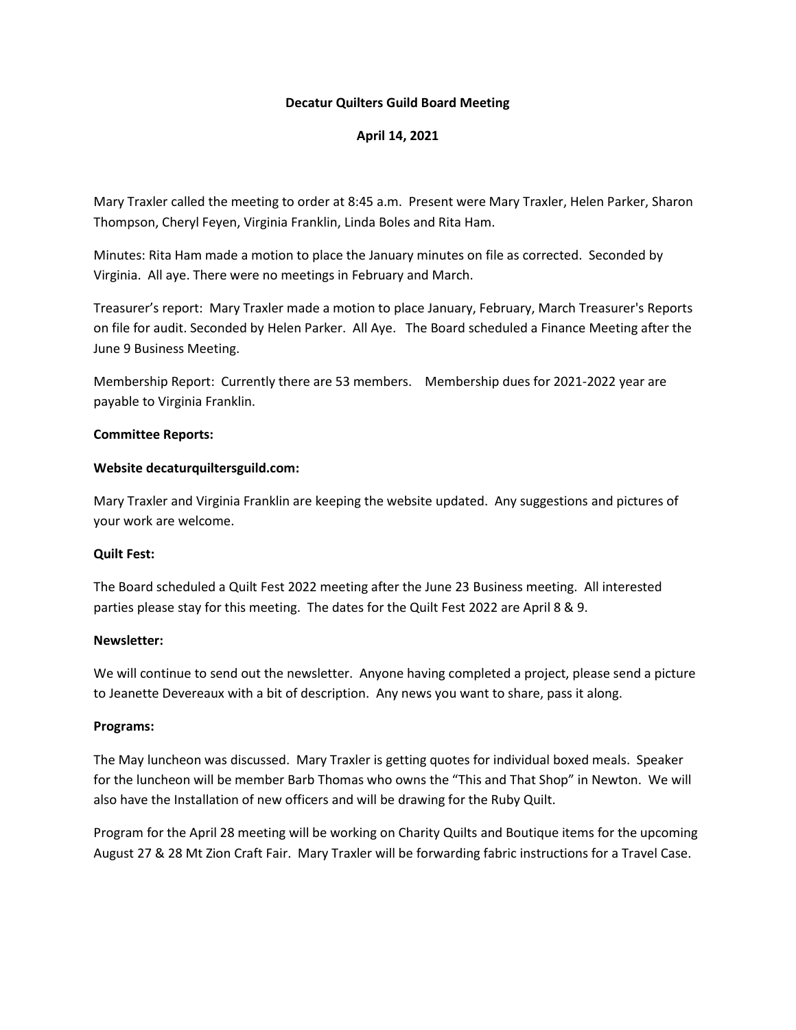**Decatur Quilters Guild Board Meeting**

**April 14, 2021**

Mary Traxler called the meeting to order at 8:45 a.m. Present were Mary Traxler, Helen Parker, Sharon Thompson, Cheryl Feyen, Virginia Franklin, Linda Boles and Rita Ham.

Minutes: Rita Ham made a motion to place the January minutes on file as corrected. Seconded by Virginia. All aye. There were no meetings in February and March.

Treasurer's report: Mary Traxler made a motion to place January, February, March Treasurer's Reports on file for audit. Seconded by Helen Parker. All Aye. The Board scheduled a Finance Meeting after the June 9 Business Meeting.

Membership Report: Currently there are 53 members. Membership dues for 2021-2022 year are payable to Virginia Franklin.

**Committee Reports:**

**Website decaturquiltersguild.com:**

Mary Traxler and Virginia Franklin are keeping the website updated. Any suggestions and pictures of your work are welcome.

**Quilt Fest:**

The Board scheduled a Quilt Fest 2022 meeting after the June 23 Business meeting. All interested parties please stay for this meeting. The dates for the Quilt Fest 2022 are April 8 & 9.

**Newsletter:**

We will continue to send out the newsletter. Anyone having completed a project, please send a picture to Jeanette Devereaux with a bit of description. Any news you want to share, pass it along.

**Programs:**

The May luncheon was discussed. Mary Traxler is getting quotes for individual boxed meals. Speaker for the luncheon will be member Barb Thomas who owns the "This and That Shop" in Newton. We will also have the Installation of new officers and will be drawing for the Ruby Quilt.

Program for the April 28 meeting will be working on Charity Quilts and Boutique items for the upcoming August 27 & 28 Mt Zion Craft Fair. Mary Traxler will be forwarding fabric instructions for a Travel Case.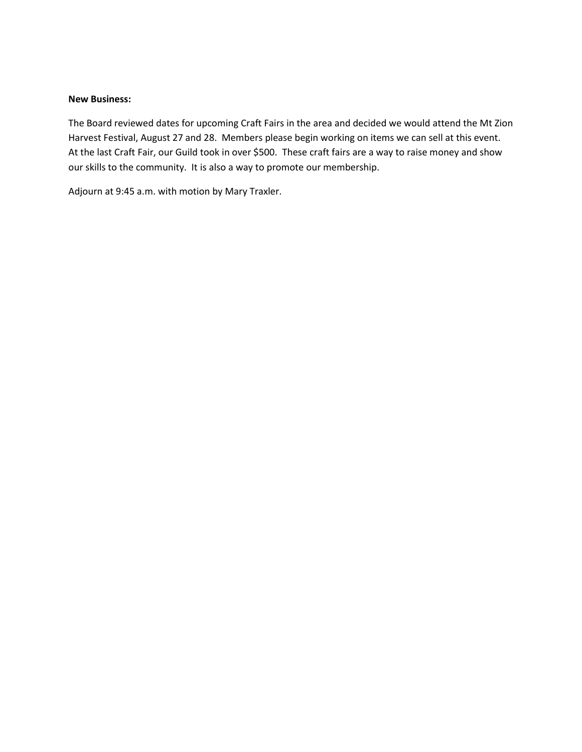**New Business:**

The Board reviewed dates for upcoming Craft Fairs in the area and decided we would attend the Mt Zion Harvest Festival, August 27 and 28. Members please begin working on items we can sell at this event. At the last Craft Fair, our Guild took in over $500. These craft fairs are a way to raise money and show our skills to the community. It is also a way to promote our membership.

Adjourn at 9:45 a.m. with motion by Mary Traxler.